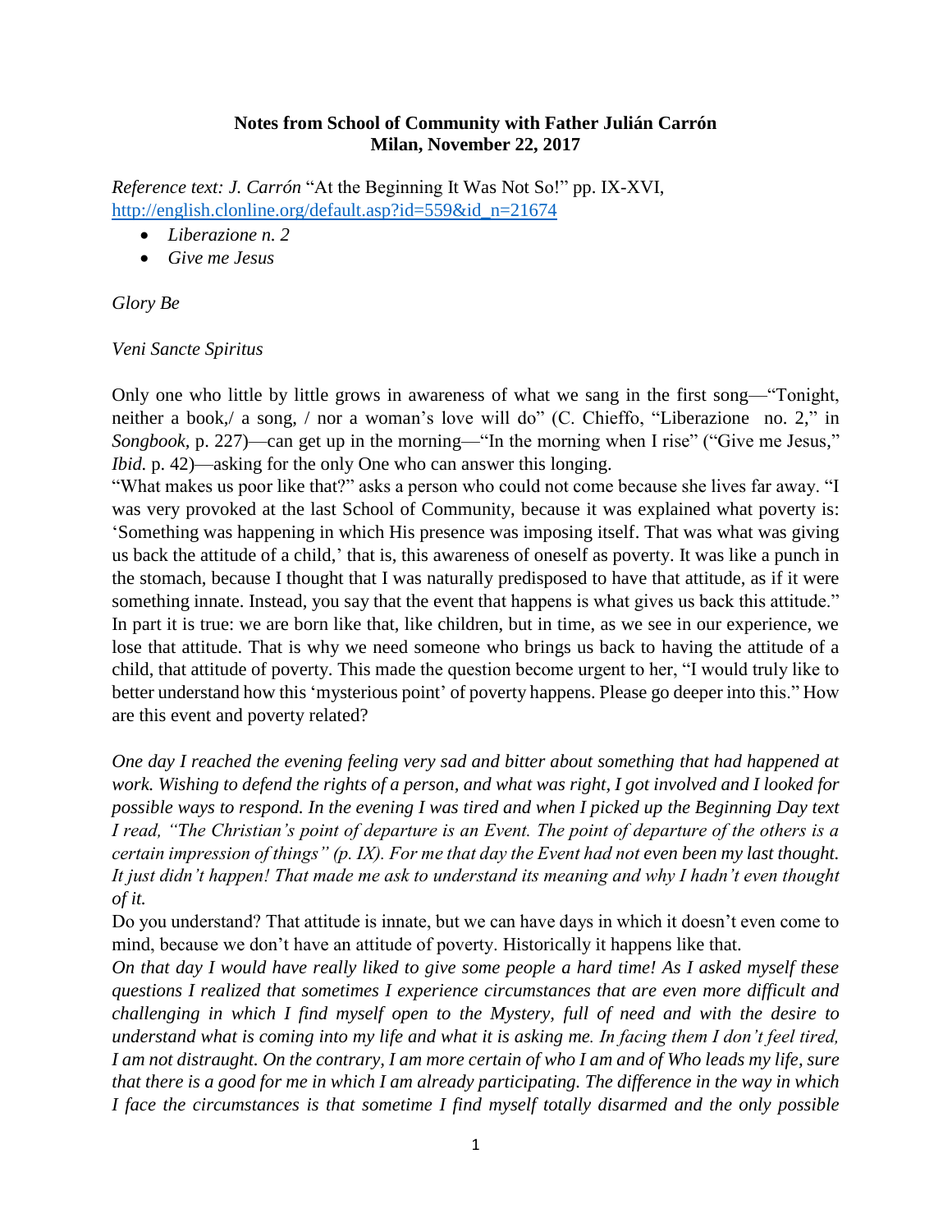**Notes from School of Community with Father Julián Carrón**
**Milan, November 22, 2017**

*Reference text: J. Carrón* "At the Beginning It Was Not So!" pp. IX-XVI, http://english.clonline.org/default.asp?id=559&id_n=21674

- *Liberazione n. 2*
- *Give me Jesus*

*Glory Be*

*Veni Sancte Spiritus*

Only one who little by little grows in awareness of what we sang in the first song—"Tonight, neither a book,/ a song, / nor a woman's love will do" (C. Chieffo, "Liberazione no. 2," in *Songbook*, p. 227)—can get up in the morning—"In the morning when I rise" ("Give me Jesus," *Ibid.* p. 42)—asking for the only One who can answer this longing.

"What makes us poor like that?" asks a person who could not come because she lives far away. "I was very provoked at the last School of Community, because it was explained what poverty is: 'Something was happening in which His presence was imposing itself. That was what was giving us back the attitude of a child,' that is, this awareness of oneself as poverty. It was like a punch in the stomach, because I thought that I was naturally predisposed to have that attitude, as if it were something innate. Instead, you say that the event that happens is what gives us back this attitude." In part it is true: we are born like that, like children, but in time, as we see in our experience, we lose that attitude. That is why we need someone who brings us back to having the attitude of a child, that attitude of poverty. This made the question become urgent to her, "I would truly like to better understand how this 'mysterious point' of poverty happens. Please go deeper into this." How are this event and poverty related?

*One day I reached the evening feeling very sad and bitter about something that had happened at work. Wishing to defend the rights of a person, and what was right, I got involved and I looked for possible ways to respond. In the evening I was tired and when I picked up the Beginning Day text I read, "The Christian's point of departure is an Event. The point of departure of the others is a certain impression of things" (p. IX). For me that day the Event had not even been my last thought. It just didn't happen! That made me ask to understand its meaning and why I hadn't even thought of it.*

Do you understand? That attitude is innate, but we can have days in which it doesn't even come to mind, because we don't have an attitude of poverty. Historically it happens like that.

*On that day I would have really liked to give some people a hard time! As I asked myself these questions I realized that sometimes I experience circumstances that are even more difficult and challenging in which I find myself open to the Mystery, full of need and with the desire to understand what is coming into my life and what it is asking me. In facing them I don't feel tired, I am not distraught. On the contrary, I am more certain of who I am and of Who leads my life, sure that there is a good for me in which I am already participating. The difference in the way in which I face the circumstances is that sometime I find myself totally disarmed and the only possible*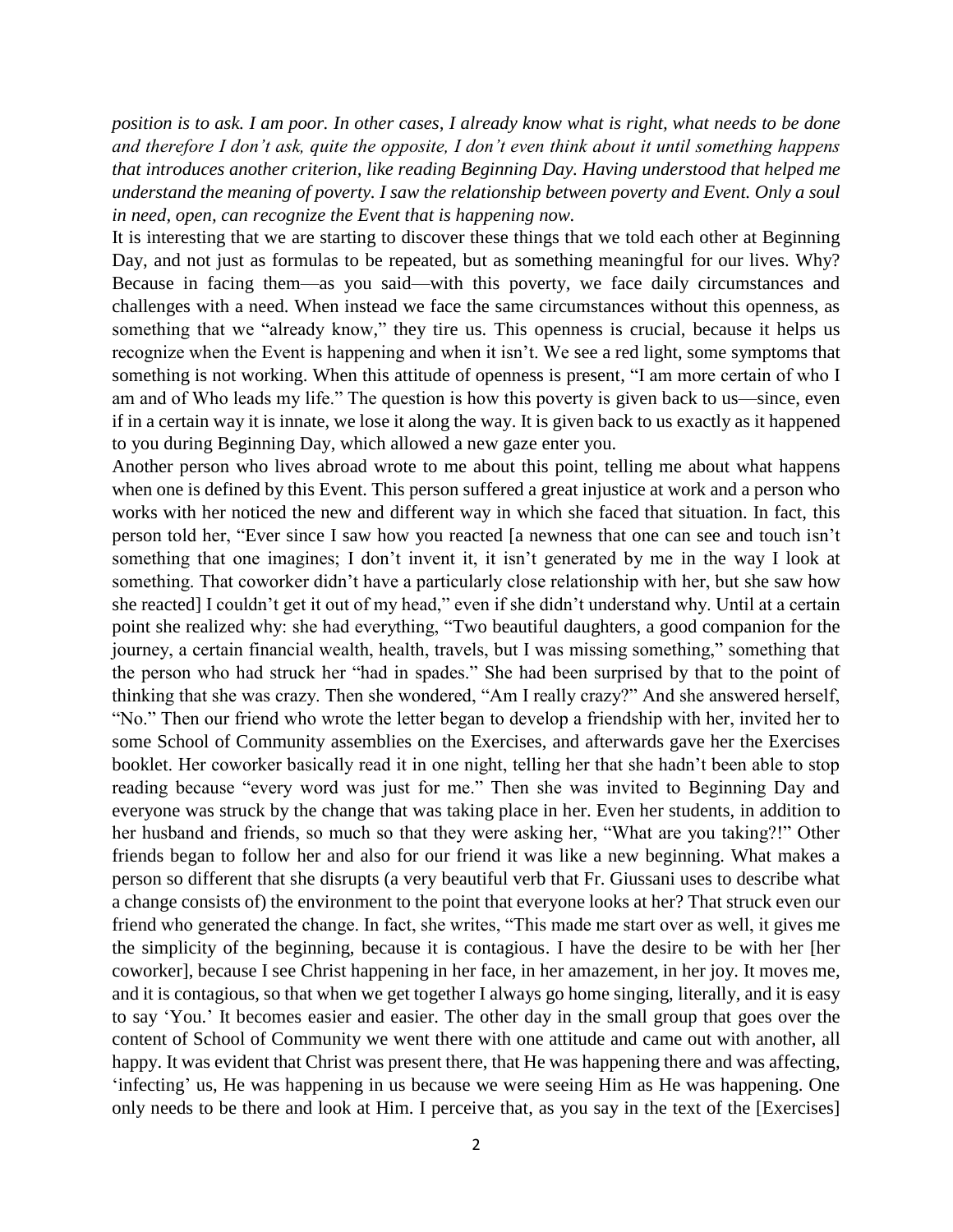*position is to ask. I am poor. In other cases, I already know what is right, what needs to be done and therefore I don't ask, quite the opposite, I don't even think about it until something happens that introduces another criterion, like reading Beginning Day. Having understood that helped me understand the meaning of poverty. I saw the relationship between poverty and Event. Only a soul in need, open, can recognize the Event that is happening now.*

It is interesting that we are starting to discover these things that we told each other at Beginning Day, and not just as formulas to be repeated, but as something meaningful for our lives. Why? Because in facing them—as you said—with this poverty, we face daily circumstances and challenges with a need. When instead we face the same circumstances without this openness, as something that we "already know," they tire us. This openness is crucial, because it helps us recognize when the Event is happening and when it isn't. We see a red light, some symptoms that something is not working. When this attitude of openness is present, "I am more certain of who I am and of Who leads my life." The question is how this poverty is given back to us—since, even if in a certain way it is innate, we lose it along the way. It is given back to us exactly as it happened to you during Beginning Day, which allowed a new gaze enter you.

Another person who lives abroad wrote to me about this point, telling me about what happens when one is defined by this Event. This person suffered a great injustice at work and a person who works with her noticed the new and different way in which she faced that situation. In fact, this person told her, "Ever since I saw how you reacted [a newness that one can see and touch isn't something that one imagines; I don't invent it, it isn't generated by me in the way I look at something. That coworker didn't have a particularly close relationship with her, but she saw how she reacted] I couldn't get it out of my head," even if she didn't understand why. Until at a certain point she realized why: she had everything, "Two beautiful daughters, a good companion for the journey, a certain financial wealth, health, travels, but I was missing something," something that the person who had struck her "had in spades." She had been surprised by that to the point of thinking that she was crazy. Then she wondered, "Am I really crazy?" And she answered herself, "No." Then our friend who wrote the letter began to develop a friendship with her, invited her to some School of Community assemblies on the Exercises, and afterwards gave her the Exercises booklet. Her coworker basically read it in one night, telling her that she hadn't been able to stop reading because "every word was just for me." Then she was invited to Beginning Day and everyone was struck by the change that was taking place in her. Even her students, in addition to her husband and friends, so much so that they were asking her, "What are you taking?!" Other friends began to follow her and also for our friend it was like a new beginning. What makes a person so different that she disrupts (a very beautiful verb that Fr. Giussani uses to describe what a change consists of) the environment to the point that everyone looks at her? That struck even our friend who generated the change. In fact, she writes, "This made me start over as well, it gives me the simplicity of the beginning, because it is contagious. I have the desire to be with her [her coworker], because I see Christ happening in her face, in her amazement, in her joy. It moves me, and it is contagious, so that when we get together I always go home singing, literally, and it is easy to say 'You.' It becomes easier and easier. The other day in the small group that goes over the content of School of Community we went there with one attitude and came out with another, all happy. It was evident that Christ was present there, that He was happening there and was affecting, 'infecting' us, He was happening in us because we were seeing Him as He was happening. One only needs to be there and look at Him. I perceive that, as you say in the text of the [Exercises]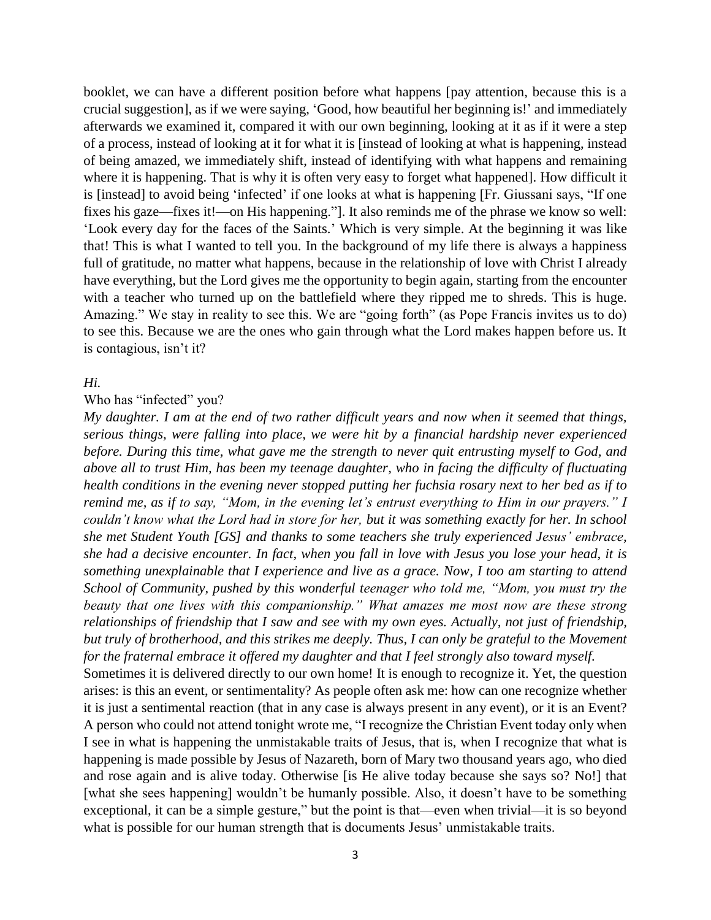booklet, we can have a different position before what happens [pay attention, because this is a crucial suggestion], as if we were saying, 'Good, how beautiful her beginning is!' and immediately afterwards we examined it, compared it with our own beginning, looking at it as if it were a step of a process, instead of looking at it for what it is [instead of looking at what is happening, instead of being amazed, we immediately shift, instead of identifying with what happens and remaining where it is happening. That is why it is often very easy to forget what happened]. How difficult it is [instead] to avoid being 'infected' if one looks at what is happening [Fr. Giussani says, "If one fixes his gaze—fixes it!—on His happening."]. It also reminds me of the phrase we know so well: 'Look every day for the faces of the Saints.' Which is very simple. At the beginning it was like that! This is what I wanted to tell you. In the background of my life there is always a happiness full of gratitude, no matter what happens, because in the relationship of love with Christ I already have everything, but the Lord gives me the opportunity to begin again, starting from the encounter with a teacher who turned up on the battlefield where they ripped me to shreds. This is huge. Amazing." We stay in reality to see this. We are "going forth" (as Pope Francis invites us to do) to see this. Because we are the ones who gain through what the Lord makes happen before us. It is contagious, isn't it?

*Hi.*

Who has "infected" you?

*My daughter. I am at the end of two rather difficult years and now when it seemed that things, serious things, were falling into place, we were hit by a financial hardship never experienced before. During this time, what gave me the strength to never quit entrusting myself to God, and above all to trust Him, has been my teenage daughter, who in facing the difficulty of fluctuating health conditions in the evening never stopped putting her fuchsia rosary next to her bed as if to remind me, as if to say, "Mom, in the evening let's entrust everything to Him in our prayers." I couldn't know what the Lord had in store for her, but it was something exactly for her. In school she met Student Youth [GS] and thanks to some teachers she truly experienced Jesus' embrace, she had a decisive encounter. In fact, when you fall in love with Jesus you lose your head, it is something unexplainable that I experience and live as a grace. Now, I too am starting to attend School of Community, pushed by this wonderful teenager who told me, "Mom, you must try the beauty that one lives with this companionship." What amazes me most now are these strong relationships of friendship that I saw and see with my own eyes. Actually, not just of friendship, but truly of brotherhood, and this strikes me deeply. Thus, I can only be grateful to the Movement for the fraternal embrace it offered my daughter and that I feel strongly also toward myself.*

Sometimes it is delivered directly to our own home! It is enough to recognize it. Yet, the question arises: is this an event, or sentimentality? As people often ask me: how can one recognize whether it is just a sentimental reaction (that in any case is always present in any event), or it is an Event? A person who could not attend tonight wrote me, "I recognize the Christian Event today only when I see in what is happening the unmistakable traits of Jesus, that is, when I recognize that what is happening is made possible by Jesus of Nazareth, born of Mary two thousand years ago, who died and rose again and is alive today. Otherwise [is He alive today because she says so? No!] that [what she sees happening] wouldn't be humanly possible. Also, it doesn't have to be something exceptional, it can be a simple gesture," but the point is that—even when trivial—it is so beyond what is possible for our human strength that is documents Jesus' unmistakable traits.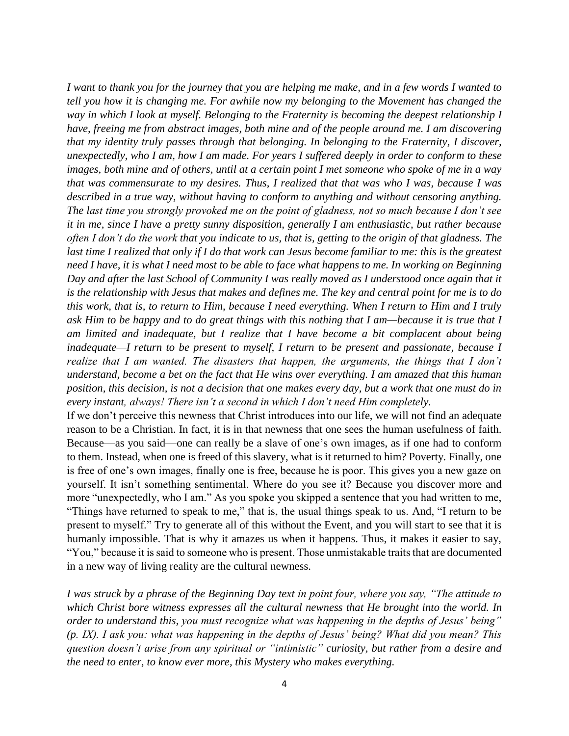*I want to thank you for the journey that you are helping me make, and in a few words I wanted to tell you how it is changing me. For awhile now my belonging to the Movement has changed the way in which I look at myself. Belonging to the Fraternity is becoming the deepest relationship I have, freeing me from abstract images, both mine and of the people around me. I am discovering that my identity truly passes through that belonging. In belonging to the Fraternity, I discover, unexpectedly, who I am, how I am made. For years I suffered deeply in order to conform to these images, both mine and of others, until at a certain point I met someone who spoke of me in a way that was commensurate to my desires. Thus, I realized that that was who I was, because I was described in a true way, without having to conform to anything and without censoring anything. The last time you strongly provoked me on the point of gladness, not so much because I don't see it in me, since I have a pretty sunny disposition, generally I am enthusiastic, but rather because often I don't do the work that you indicate to us, that is, getting to the origin of that gladness. The last time I realized that only if I do that work can Jesus become familiar to me: this is the greatest need I have, it is what I need most to be able to face what happens to me. In working on Beginning Day and after the last School of Community I was really moved as I understood once again that it is the relationship with Jesus that makes and defines me. The key and central point for me is to do this work, that is, to return to Him, because I need everything. When I return to Him and I truly ask Him to be happy and to do great things with this nothing that I am—because it is true that I am limited and inadequate, but I realize that I have become a bit complacent about being inadequate—I return to be present to myself, I return to be present and passionate, because I realize that I am wanted. The disasters that happen, the arguments, the things that I don't understand, become a bet on the fact that He wins over everything. I am amazed that this human position, this decision, is not a decision that one makes every day, but a work that one must do in every instant, always! There isn't a second in which I don't need Him completely.*

If we don't perceive this newness that Christ introduces into our life, we will not find an adequate reason to be a Christian. In fact, it is in that newness that one sees the human usefulness of faith. Because—as you said—one can really be a slave of one's own images, as if one had to conform to them. Instead, when one is freed of this slavery, what is it returned to him? Poverty. Finally, one is free of one's own images, finally one is free, because he is poor. This gives you a new gaze on yourself. It isn't something sentimental. Where do you see it? Because you discover more and more "unexpectedly, who I am." As you spoke you skipped a sentence that you had written to me, "Things have returned to speak to me," that is, the usual things speak to us. And, "I return to be present to myself." Try to generate all of this without the Event, and you will start to see that it is humanly impossible. That is why it amazes us when it happens. Thus, it makes it easier to say, "You," because it is said to someone who is present. Those unmistakable traits that are documented in a new way of living reality are the cultural newness.

*I was struck by a phrase of the Beginning Day text in point four, where you say, "The attitude to which Christ bore witness expresses all the cultural newness that He brought into the world. In order to understand this, you must recognize what was happening in the depths of Jesus' being" (p. IX). I ask you: what was happening in the depths of Jesus' being? What did you mean? This question doesn't arise from any spiritual or "intimistic" curiosity, but rather from a desire and the need to enter, to know ever more, this Mystery who makes everything.*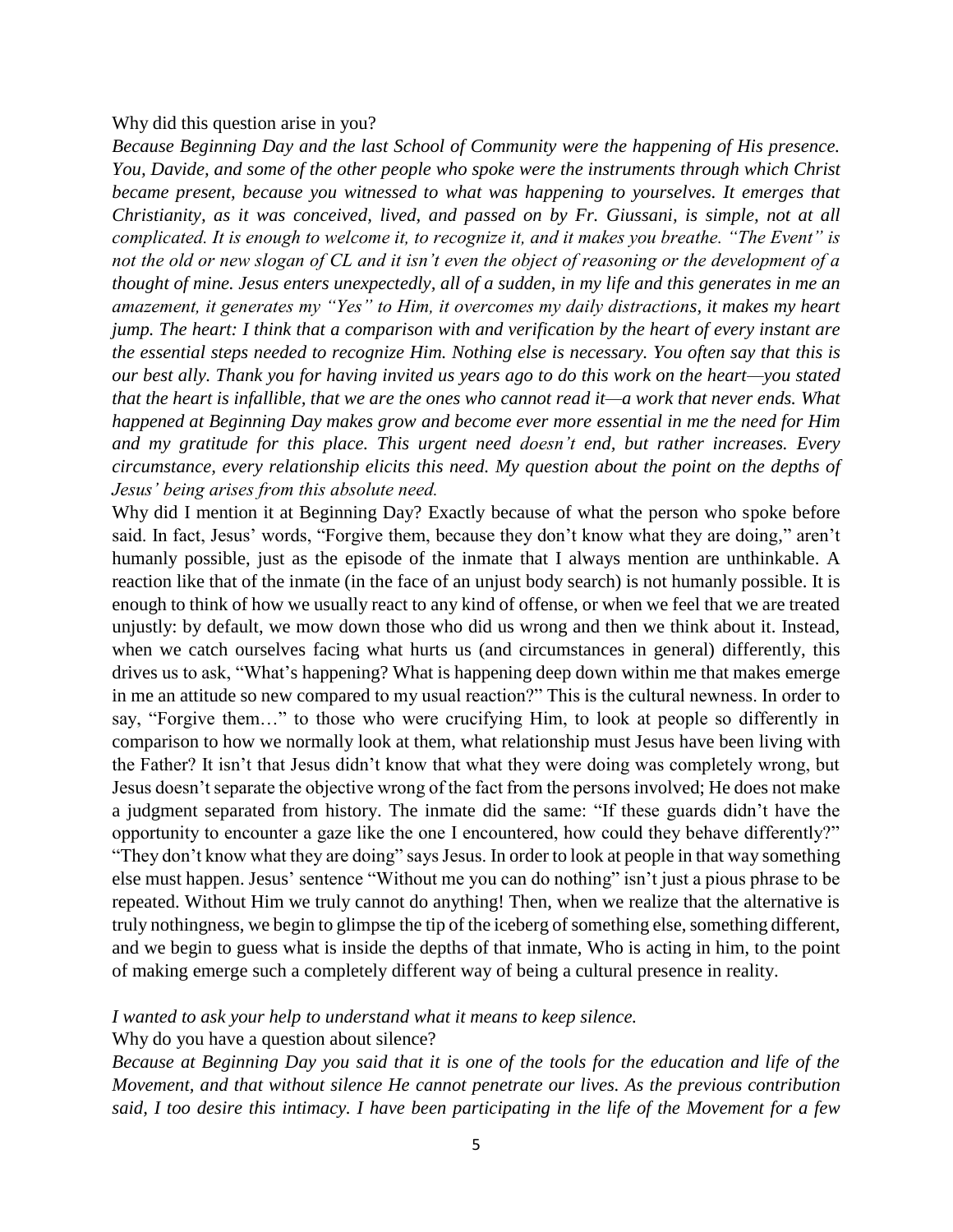Why did this question arise in you?

*Because Beginning Day and the last School of Community were the happening of His presence. You, Davide, and some of the other people who spoke were the instruments through which Christ became present, because you witnessed to what was happening to yourselves. It emerges that Christianity, as it was conceived, lived, and passed on by Fr. Giussani, is simple, not at all complicated. It is enough to welcome it, to recognize it, and it makes you breathe. "The Event" is not the old or new slogan of CL and it isn't even the object of reasoning or the development of a thought of mine. Jesus enters unexpectedly, all of a sudden, in my life and this generates in me an amazement, it generates my "Yes" to Him, it overcomes my daily distractions, it makes my heart jump. The heart: I think that a comparison with and verification by the heart of every instant are the essential steps needed to recognize Him. Nothing else is necessary. You often say that this is our best ally. Thank you for having invited us years ago to do this work on the heart—you stated that the heart is infallible, that we are the ones who cannot read it—a work that never ends. What happened at Beginning Day makes grow and become ever more essential in me the need for Him and my gratitude for this place. This urgent need doesn't end, but rather increases. Every circumstance, every relationship elicits this need. My question about the point on the depths of Jesus' being arises from this absolute need.*

Why did I mention it at Beginning Day? Exactly because of what the person who spoke before said. In fact, Jesus' words, "Forgive them, because they don't know what they are doing," aren't humanly possible, just as the episode of the inmate that I always mention are unthinkable. A reaction like that of the inmate (in the face of an unjust body search) is not humanly possible. It is enough to think of how we usually react to any kind of offense, or when we feel that we are treated unjustly: by default, we mow down those who did us wrong and then we think about it. Instead, when we catch ourselves facing what hurts us (and circumstances in general) differently, this drives us to ask, "What's happening? What is happening deep down within me that makes emerge in me an attitude so new compared to my usual reaction?" This is the cultural newness. In order to say, "Forgive them…" to those who were crucifying Him, to look at people so differently in comparison to how we normally look at them, what relationship must Jesus have been living with the Father? It isn't that Jesus didn't know that what they were doing was completely wrong, but Jesus doesn't separate the objective wrong of the fact from the persons involved; He does not make a judgment separated from history. The inmate did the same: "If these guards didn't have the opportunity to encounter a gaze like the one I encountered, how could they behave differently?" "They don't know what they are doing" says Jesus. In order to look at people in that way something else must happen. Jesus' sentence "Without me you can do nothing" isn't just a pious phrase to be repeated. Without Him we truly cannot do anything! Then, when we realize that the alternative is truly nothingness, we begin to glimpse the tip of the iceberg of something else, something different, and we begin to guess what is inside the depths of that inmate, Who is acting in him, to the point of making emerge such a completely different way of being a cultural presence in reality.

*I wanted to ask your help to understand what it means to keep silence.*

Why do you have a question about silence?

*Because at Beginning Day you said that it is one of the tools for the education and life of the Movement, and that without silence He cannot penetrate our lives. As the previous contribution said, I too desire this intimacy. I have been participating in the life of the Movement for a few*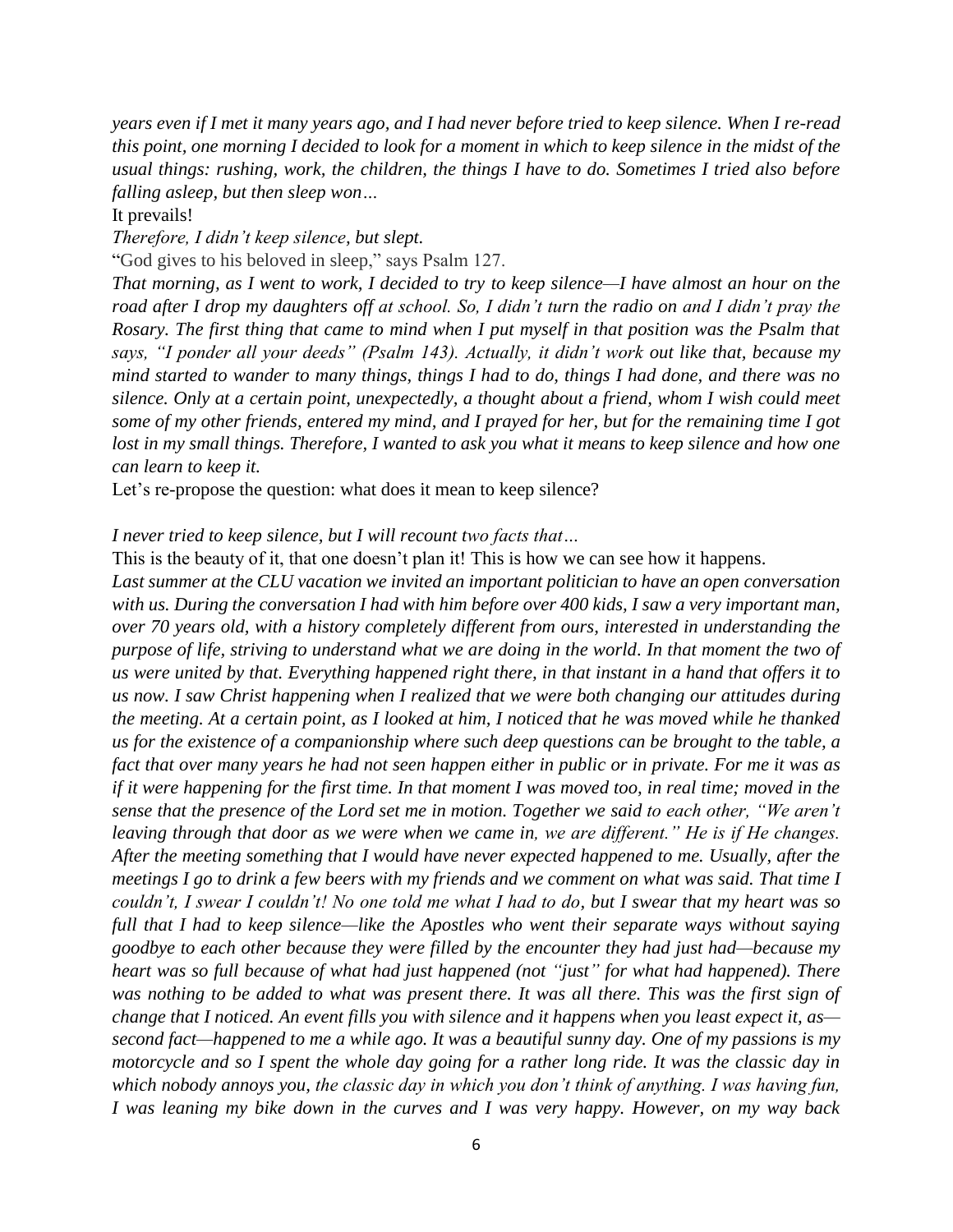*years even if I met it many years ago, and I had never before tried to keep silence. When I re-read this point, one morning I decided to look for a moment in which to keep silence in the midst of the usual things: rushing, work, the children, the things I have to do. Sometimes I tried also before falling asleep, but then sleep won…*

It prevails!

*Therefore, I didn't keep silence, but slept.*

"God gives to his beloved in sleep," says Psalm 127.

*That morning, as I went to work, I decided to try to keep silence—I have almost an hour on the road after I drop my daughters off at school. So, I didn't turn the radio on and I didn't pray the Rosary. The first thing that came to mind when I put myself in that position was the Psalm that says, "I ponder all your deeds" (Psalm 143). Actually, it didn't work out like that, because my mind started to wander to many things, things I had to do, things I had done, and there was no silence. Only at a certain point, unexpectedly, a thought about a friend, whom I wish could meet some of my other friends, entered my mind, and I prayed for her, but for the remaining time I got lost in my small things. Therefore, I wanted to ask you what it means to keep silence and how one can learn to keep it.*

Let's re-propose the question: what does it mean to keep silence?

*I never tried to keep silence, but I will recount two facts that…*

This is the beauty of it, that one doesn't plan it! This is how we can see how it happens.

*Last summer at the CLU vacation we invited an important politician to have an open conversation with us. During the conversation I had with him before over 400 kids, I saw a very important man, over 70 years old, with a history completely different from ours, interested in understanding the purpose of life, striving to understand what we are doing in the world. In that moment the two of us were united by that. Everything happened right there, in that instant in a hand that offers it to us now. I saw Christ happening when I realized that we were both changing our attitudes during the meeting. At a certain point, as I looked at him, I noticed that he was moved while he thanked us for the existence of a companionship where such deep questions can be brought to the table, a fact that over many years he had not seen happen either in public or in private. For me it was as if it were happening for the first time. In that moment I was moved too, in real time; moved in the sense that the presence of the Lord set me in motion. Together we said to each other, "We aren't leaving through that door as we were when we came in, we are different." He is if He changes. After the meeting something that I would have never expected happened to me. Usually, after the meetings I go to drink a few beers with my friends and we comment on what was said. That time I couldn't, I swear I couldn't! No one told me what I had to do, but I swear that my heart was so full that I had to keep silence—like the Apostles who went their separate ways without saying goodbye to each other because they were filled by the encounter they had just had—because my heart was so full because of what had just happened (not "just" for what had happened). There was nothing to be added to what was present there. It was all there. This was the first sign of change that I noticed. An event fills you with silence and it happens when you least expect it, as—second fact—happened to me a while ago. It was a beautiful sunny day. One of my passions is my motorcycle and so I spent the whole day going for a rather long ride. It was the classic day in which nobody annoys you, the classic day in which you don't think of anything. I was having fun, I was leaning my bike down in the curves and I was very happy. However, on my way back*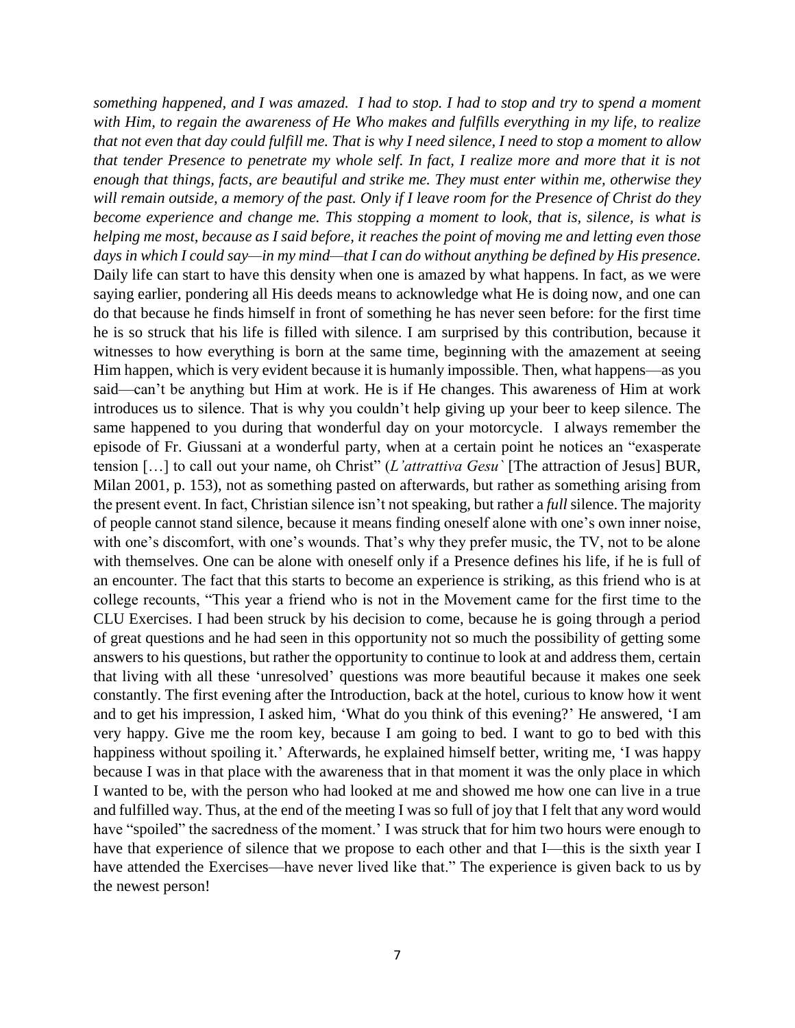*something happened, and I was amazed. I had to stop. I had to stop and try to spend a moment with Him, to regain the awareness of He Who makes and fulfills everything in my life, to realize that not even that day could fulfill me. That is why I need silence, I need to stop a moment to allow that tender Presence to penetrate my whole self. In fact, I realize more and more that it is not enough that things, facts, are beautiful and strike me. They must enter within me, otherwise they will remain outside, a memory of the past. Only if I leave room for the Presence of Christ do they become experience and change me. This stopping a moment to look, that is, silence, is what is helping me most, because as I said before, it reaches the point of moving me and letting even those days in which I could say—in my mind—that I can do without anything be defined by His presence.*

Daily life can start to have this density when one is amazed by what happens. In fact, as we were saying earlier, pondering all His deeds means to acknowledge what He is doing now, and one can do that because he finds himself in front of something he has never seen before: for the first time he is so struck that his life is filled with silence. I am surprised by this contribution, because it witnesses to how everything is born at the same time, beginning with the amazement at seeing Him happen, which is very evident because it is humanly impossible. Then, what happens—as you said—can't be anything but Him at work. He is if He changes. This awareness of Him at work introduces us to silence. That is why you couldn't help giving up your beer to keep silence. The same happened to you during that wonderful day on your motorcycle. I always remember the episode of Fr. Giussani at a wonderful party, when at a certain point he notices an "exasperate tension […] to call out your name, oh Christ" (*L'attrattiva Gesu`* [The attraction of Jesus] BUR, Milan 2001, p. 153), not as something pasted on afterwards, but rather as something arising from the present event. In fact, Christian silence isn't not speaking, but rather a *full* silence. The majority of people cannot stand silence, because it means finding oneself alone with one's own inner noise, with one's discomfort, with one's wounds. That's why they prefer music, the TV, not to be alone with themselves. One can be alone with oneself only if a Presence defines his life, if he is full of an encounter. The fact that this starts to become an experience is striking, as this friend who is at college recounts, "This year a friend who is not in the Movement came for the first time to the CLU Exercises. I had been struck by his decision to come, because he is going through a period of great questions and he had seen in this opportunity not so much the possibility of getting some answers to his questions, but rather the opportunity to continue to look at and address them, certain that living with all these 'unresolved' questions was more beautiful because it makes one seek constantly. The first evening after the Introduction, back at the hotel, curious to know how it went and to get his impression, I asked him, 'What do you think of this evening?' He answered, 'I am very happy. Give me the room key, because I am going to bed. I want to go to bed with this happiness without spoiling it.' Afterwards, he explained himself better, writing me, 'I was happy because I was in that place with the awareness that in that moment it was the only place in which I wanted to be, with the person who had looked at me and showed me how one can live in a true and fulfilled way. Thus, at the end of the meeting I was so full of joy that I felt that any word would have "spoiled" the sacredness of the moment.' I was struck that for him two hours were enough to have that experience of silence that we propose to each other and that I—this is the sixth year I have attended the Exercises—have never lived like that." The experience is given back to us by the newest person!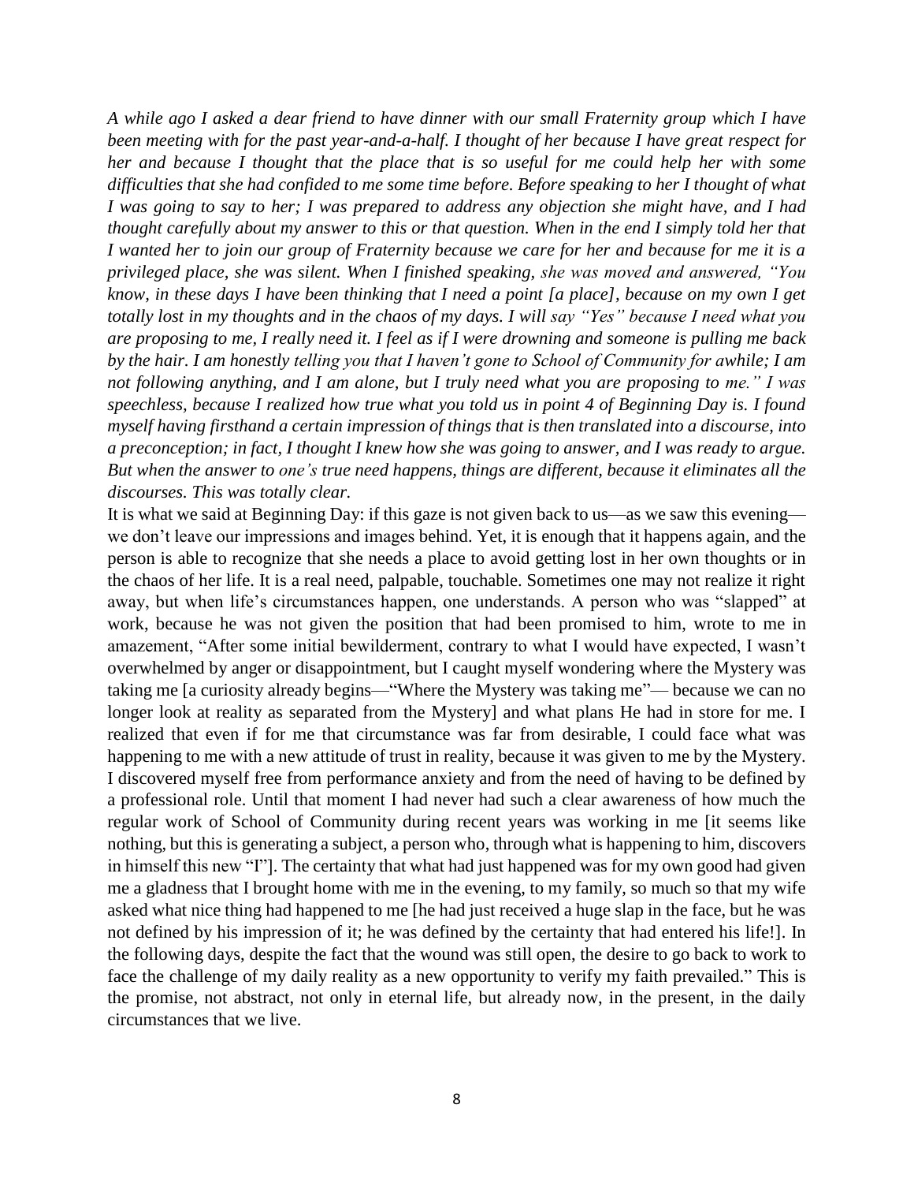*A while ago I asked a dear friend to have dinner with our small Fraternity group which I have been meeting with for the past year-and-a-half. I thought of her because I have great respect for her and because I thought that the place that is so useful for me could help her with some difficulties that she had confided to me some time before. Before speaking to her I thought of what I was going to say to her; I was prepared to address any objection she might have, and I had thought carefully about my answer to this or that question. When in the end I simply told her that I wanted her to join our group of Fraternity because we care for her and because for me it is a privileged place, she was silent. When I finished speaking, she was moved and answered, "You know, in these days I have been thinking that I need a point [a place], because on my own I get totally lost in my thoughts and in the chaos of my days. I will say "Yes" because I need what you are proposing to me, I really need it. I feel as if I were drowning and someone is pulling me back by the hair. I am honestly telling you that I haven't gone to School of Community for awhile; I am not following anything, and I am alone, but I truly need what you are proposing to me." I was speechless, because I realized how true what you told us in point 4 of Beginning Day is. I found myself having firsthand a certain impression of things that is then translated into a discourse, into a preconception; in fact, I thought I knew how she was going to answer, and I was ready to argue. But when the answer to one's true need happens, things are different, because it eliminates all the discourses. This was totally clear.*

It is what we said at Beginning Day: if this gaze is not given back to us—as we saw this evening—we don't leave our impressions and images behind. Yet, it is enough that it happens again, and the person is able to recognize that she needs a place to avoid getting lost in her own thoughts or in the chaos of her life. It is a real need, palpable, touchable. Sometimes one may not realize it right away, but when life's circumstances happen, one understands. A person who was "slapped" at work, because he was not given the position that had been promised to him, wrote to me in amazement, "After some initial bewilderment, contrary to what I would have expected, I wasn't overwhelmed by anger or disappointment, but I caught myself wondering where the Mystery was taking me [a curiosity already begins—"Where the Mystery was taking me"— because we can no longer look at reality as separated from the Mystery] and what plans He had in store for me. I realized that even if for me that circumstance was far from desirable, I could face what was happening to me with a new attitude of trust in reality, because it was given to me by the Mystery. I discovered myself free from performance anxiety and from the need of having to be defined by a professional role. Until that moment I had never had such a clear awareness of how much the regular work of School of Community during recent years was working in me [it seems like nothing, but this is generating a subject, a person who, through what is happening to him, discovers in himself this new "I"]. The certainty that what had just happened was for my own good had given me a gladness that I brought home with me in the evening, to my family, so much so that my wife asked what nice thing had happened to me [he had just received a huge slap in the face, but he was not defined by his impression of it; he was defined by the certainty that had entered his life!]. In the following days, despite the fact that the wound was still open, the desire to go back to work to face the challenge of my daily reality as a new opportunity to verify my faith prevailed." This is the promise, not abstract, not only in eternal life, but already now, in the present, in the daily circumstances that we live.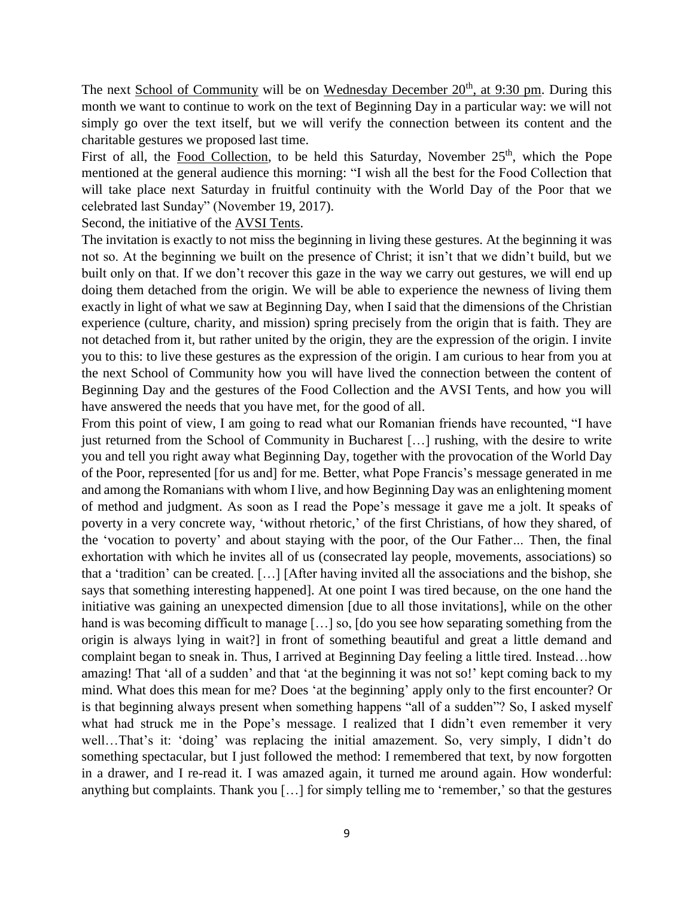The next School of Community will be on Wednesday December 20th, at 9:30 pm. During this month we want to continue to work on the text of Beginning Day in a particular way: we will not simply go over the text itself, but we will verify the connection between its content and the charitable gestures we proposed last time.

First of all, the Food Collection, to be held this Saturday, November 25th, which the Pope mentioned at the general audience this morning: "I wish all the best for the Food Collection that will take place next Saturday in fruitful continuity with the World Day of the Poor that we celebrated last Sunday" (November 19, 2017).

Second, the initiative of the AVSI Tents.

The invitation is exactly to not miss the beginning in living these gestures. At the beginning it was not so. At the beginning we built on the presence of Christ; it isn't that we didn't build, but we built only on that. If we don't recover this gaze in the way we carry out gestures, we will end up doing them detached from the origin. We will be able to experience the newness of living them exactly in light of what we saw at Beginning Day, when I said that the dimensions of the Christian experience (culture, charity, and mission) spring precisely from the origin that is faith. They are not detached from it, but rather united by the origin, they are the expression of the origin. I invite you to this: to live these gestures as the expression of the origin. I am curious to hear from you at the next School of Community how you will have lived the connection between the content of Beginning Day and the gestures of the Food Collection and the AVSI Tents, and how you will have answered the needs that you have met, for the good of all.

From this point of view, I am going to read what our Romanian friends have recounted, "I have just returned from the School of Community in Bucharest […] rushing, with the desire to write you and tell you right away what Beginning Day, together with the provocation of the World Day of the Poor, represented [for us and] for me. Better, what Pope Francis's message generated in me and among the Romanians with whom I live, and how Beginning Day was an enlightening moment of method and judgment. As soon as I read the Pope's message it gave me a jolt. It speaks of poverty in a very concrete way, 'without rhetoric,' of the first Christians, of how they shared, of the 'vocation to poverty' and about staying with the poor, of the Our Father... Then, the final exhortation with which he invites all of us (consecrated lay people, movements, associations) so that a 'tradition' can be created. […] [After having invited all the associations and the bishop, she says that something interesting happened]. At one point I was tired because, on the one hand the initiative was gaining an unexpected dimension [due to all those invitations], while on the other hand is was becoming difficult to manage […] so, [do you see how separating something from the origin is always lying in wait?] in front of something beautiful and great a little demand and complaint began to sneak in. Thus, I arrived at Beginning Day feeling a little tired. Instead…how amazing! That 'all of a sudden' and that 'at the beginning it was not so!' kept coming back to my mind. What does this mean for me? Does 'at the beginning' apply only to the first encounter? Or is that beginning always present when something happens "all of a sudden"? So, I asked myself what had struck me in the Pope's message. I realized that I didn't even remember it very well…That's it: 'doing' was replacing the initial amazement. So, very simply, I didn't do something spectacular, but I just followed the method: I remembered that text, by now forgotten in a drawer, and I re-read it. I was amazed again, it turned me around again. How wonderful: anything but complaints. Thank you […] for simply telling me to 'remember,' so that the gestures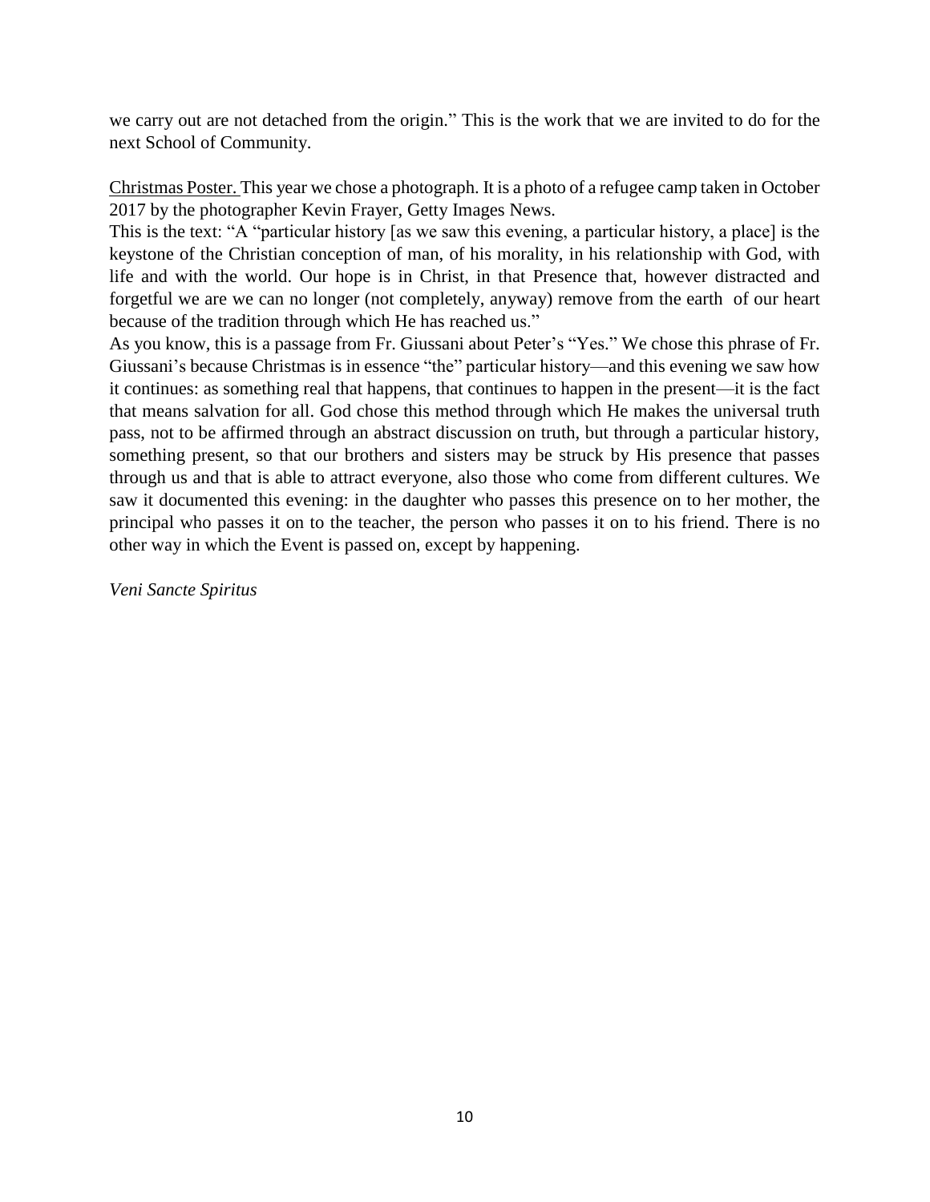we carry out are not detached from the origin." This is the work that we are invited to do for the next School of Community.

<u>Christmas Poster.</u> This year we chose a photograph. It is a photo of a refugee camp taken in October 2017 by the photographer Kevin Frayer, Getty Images News.

This is the text: "A "particular history [as we saw this evening, a particular history, a place] is the keystone of the Christian conception of man, of his morality, in his relationship with God, with life and with the world. Our hope is in Christ, in that Presence that, however distracted and forgetful we are we can no longer (not completely, anyway) remove from the earth of our heart because of the tradition through which He has reached us."

As you know, this is a passage from Fr. Giussani about Peter's "Yes." We chose this phrase of Fr. Giussani's because Christmas is in essence "the" particular history—and this evening we saw how it continues: as something real that happens, that continues to happen in the present—it is the fact that means salvation for all. God chose this method through which He makes the universal truth pass, not to be affirmed through an abstract discussion on truth, but through a particular history, something present, so that our brothers and sisters may be struck by His presence that passes through us and that is able to attract everyone, also those who come from different cultures. We saw it documented this evening: in the daughter who passes this presence on to her mother, the principal who passes it on to the teacher, the person who passes it on to his friend. There is no other way in which the Event is passed on, except by happening.

*Veni Sancte Spiritus*